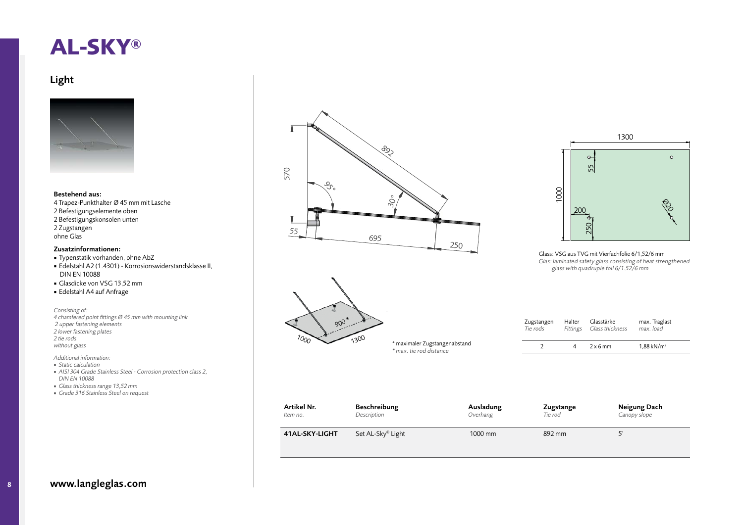# AL-SKY®

## Light

**Bestehend aus:**

4 Trapez-Punkthalter Ø 45 mm mit Lasche
2 Befestigungselemente oben
2 Befestigungskonsolen unten
2 Zugstangen
ohne Glas

**Zusatzinformationen:**

- Typenstatik vorhanden, ohne AbZ
- Edelstahl A2 (1.4301) - Korrosionswiderstandsklasse II, DIN EN 10088
- Glasdicke von VSG 13,52 mm
- Edelstahl A4 auf Anfrage

*Consisting of:*
*4 chamfered point fittings Ø 45 mm with mounting link*
*2 upper fastening elements*
*2 lower fastening plates*
*2 tie rods*
*without glass*

*Additional information:*

- *Static calculation*
- *AISI 304 Grade Stainless Steel - Corrosion protection class 2, DIN EN 10088*
- *Glass thickness range 13,52 mm*
- *Grade 316 Stainless Steel on request*

Glass: VSG aus TVG mit Vierfachfolie 6/1,52/6 mm
*Glas: laminated safety glass consisting of heat strengthened glass with quadruple foil 6/1.52/6 mm*

\* maximaler Zugstangenabstand
*\* max. tie rod distance*

| Zugstangen *Tie rods* | Halter *Fittings* | Glasstärke *Glass thickness* | max. Traglast *max. load* |
|---|---|---|---|
| 2 | 4 | 2 x 6 mm | 1,88 kN/m² |

| Artikel Nr. *Item no.* | Beschreibung *Description* | Ausladung *Overhang* | Zugstange *Tie rod* | Neigung Dach *Canopy slope* |
|---|---|---|---|---|
| **41AL-SKY-LIGHT** | Set AL-Sky® Light | 1000 mm | 892 mm | 5° |

**www.langleglas.com**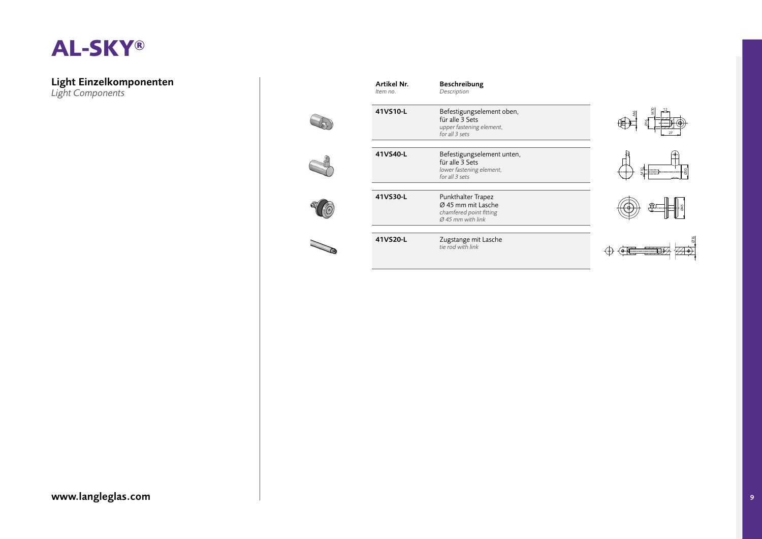# AL-SKY®

## Light Einzelkomponenten

*Light Components*

| Artikel Nr. *Item no.* | Beschreibung *Description* |
|---|---|
| 41VS10-L | Befestigungselement oben, für alle 3 Sets *upper fastening element, for all 3 sets* |
| 41VS40-L | Befestigungselement unten, für alle 3 Sets *lower fastening element, for all 3 sets* |
| 41VS30-L | Punkthalter Trapez Ø 45 mm mit Lasche *chamfered point fitting Ø 45 mm with link* |
| 41VS20-L | Zugstange mit Lasche *tie rod with link* |

**www.langleglas.com**